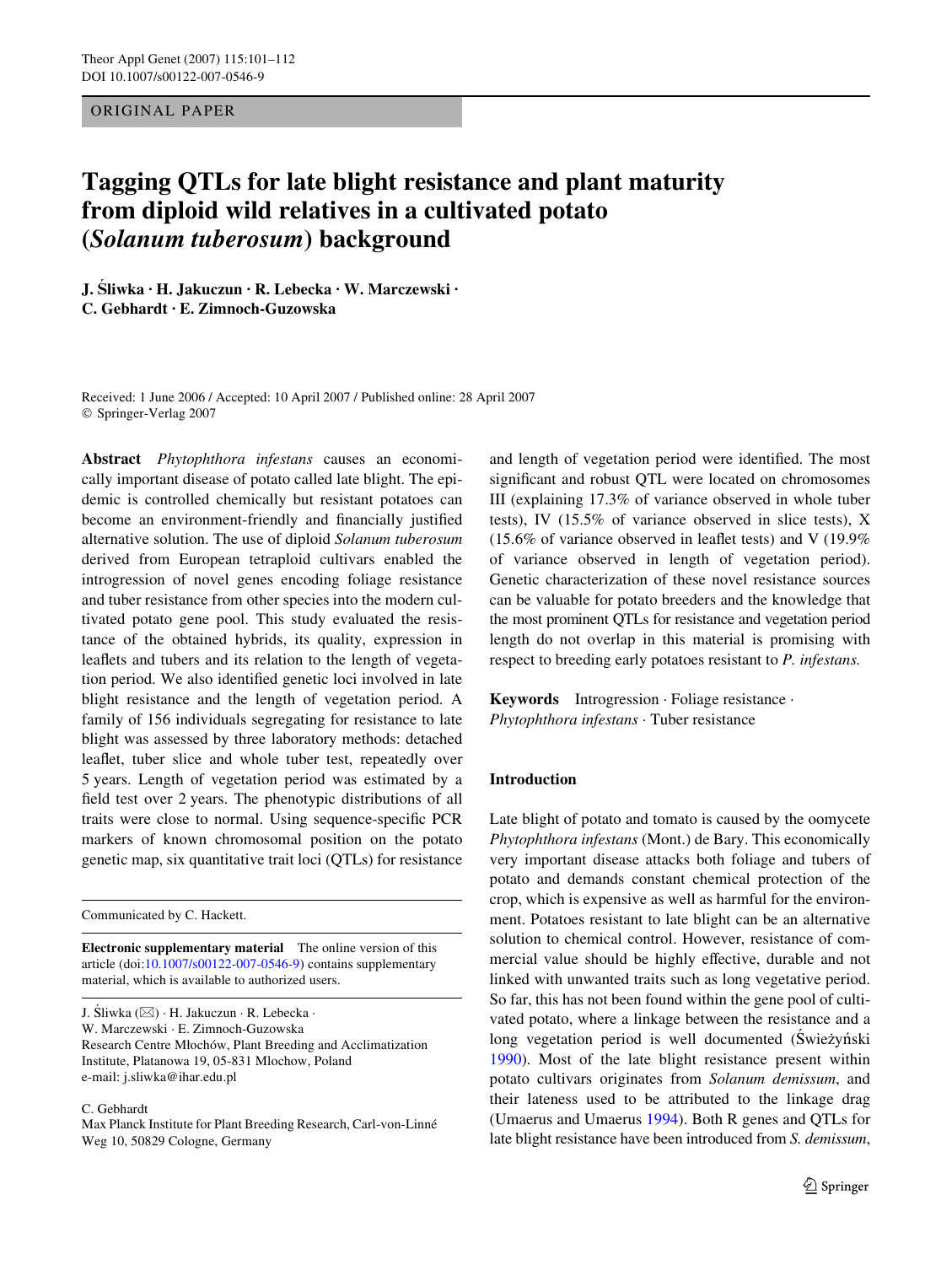ORIGINAL PAPER

# Tagging QTLs for late blight resistance and plant maturity from diploid wild relatives in a cultivated potato (*Solanum tuberosum*) background

**J. Śliwka · H. Jakuczun · R. Lebecka · W. Marczewski · C. Gebhardt · E. Zimnoch-Guzowska**

Received: 1 June 2006 / Accepted: 10 April 2007 / Published online: 28 April 2007
© Springer-Verlag 2007

**Abstract** *Phytophthora infestans* causes an economically important disease of potato called late blight. The epidemic is controlled chemically but resistant potatoes can become an environment-friendly and financially justified alternative solution. The use of diploid *Solanum tuberosum* derived from European tetraploid cultivars enabled the introgression of novel genes encoding foliage resistance and tuber resistance from other species into the modern cultivated potato gene pool. This study evaluated the resistance of the obtained hybrids, its quality, expression in leaflets and tubers and its relation to the length of vegetation period. We also identified genetic loci involved in late blight resistance and the length of vegetation period. A family of 156 individuals segregating for resistance to late blight was assessed by three laboratory methods: detached leaflet, tuber slice and whole tuber test, repeatedly over 5 years. Length of vegetation period was estimated by a field test over 2 years. The phenotypic distributions of all traits were close to normal. Using sequence-specific PCR markers of known chromosomal position on the potato genetic map, six quantitative trait loci (QTLs) for resistance and length of vegetation period were identified. The most significant and robust QTL were located on chromosomes III (explaining 17.3% of variance observed in whole tuber tests), IV (15.5% of variance observed in slice tests), X (15.6% of variance observed in leaflet tests) and V (19.9% of variance observed in length of vegetation period). Genetic characterization of these novel resistance sources can be valuable for potato breeders and the knowledge that the most prominent QTLs for resistance and vegetation period length do not overlap in this material is promising with respect to breeding early potatoes resistant to *P. infestans.*

**Keywords** Introgression · Foliage resistance · *Phytophthora infestans* · Tuber resistance

Communicated by C. Hackett.

**Electronic supplementary material** The online version of this article (doi:10.1007/s00122-007-0546-9) contains supplementary material, which is available to authorized users.

J. Śliwka (✉) · H. Jakuczun · R. Lebecka · W. Marczewski · E. Zimnoch-Guzowska
Research Centre Młochów, Plant Breeding and Acclimatization Institute, Platanowa 19, 05-831 Mlochow, Poland
e-mail: j.sliwka@ihar.edu.pl

C. Gebhardt
Max Planck Institute for Plant Breeding Research, Carl-von-Linné Weg 10, 50829 Cologne, Germany

## Introduction

Late blight of potato and tomato is caused by the oomycete *Phytophthora infestans* (Mont.) de Bary. This economically very important disease attacks both foliage and tubers of potato and demands constant chemical protection of the crop, which is expensive as well as harmful for the environment. Potatoes resistant to late blight can be an alternative solution to chemical control. However, resistance of commercial value should be highly effective, durable and not linked with unwanted traits such as long vegetative period. So far, this has not been found within the gene pool of cultivated potato, where a linkage between the resistance and a long vegetation period is well documented (Świeżyński 1990). Most of the late blight resistance present within potato cultivars originates from *Solanum demissum*, and their lateness used to be attributed to the linkage drag (Umaerus and Umaerus 1994). Both R genes and QTLs for late blight resistance have been introduced from *S. demissum*,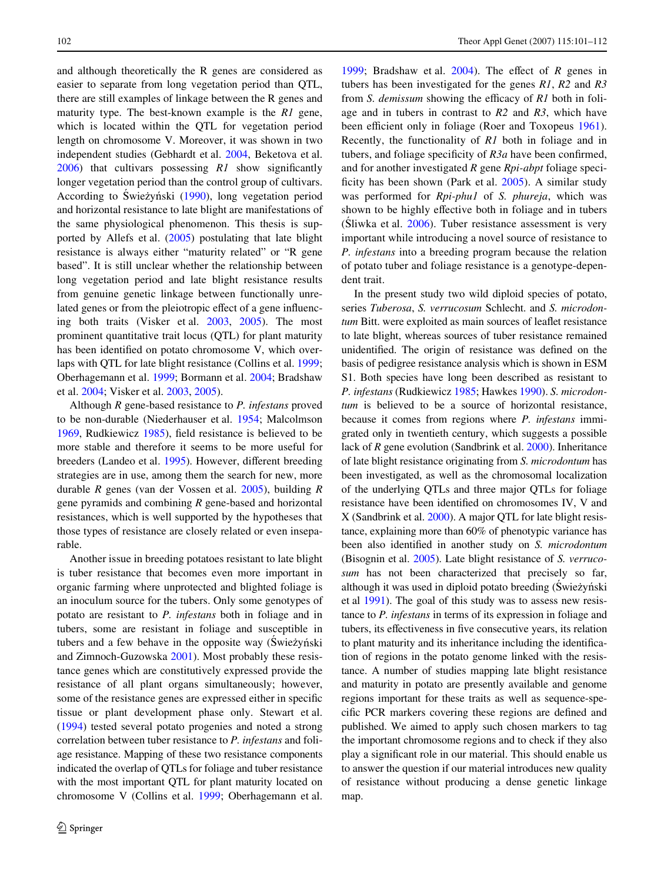and although theoretically the R genes are considered as easier to separate from long vegetation period than QTL, there are still examples of linkage between the R genes and maturity type. The best-known example is the *R1* gene, which is located within the QTL for vegetation period length on chromosome V. Moreover, it was shown in two independent studies (Gebhardt et al. 2004, Beketova et al. 2006) that cultivars possessing *R1* show significantly longer vegetation period than the control group of cultivars. According to Świeżyński (1990), long vegetation period and horizontal resistance to late blight are manifestations of the same physiological phenomenon. This thesis is supported by Allefs et al. (2005) postulating that late blight resistance is always either "maturity related" or "R gene based". It is still unclear whether the relationship between long vegetation period and late blight resistance results from genuine genetic linkage between functionally unrelated genes or from the pleiotropic effect of a gene influencing both traits (Visker et al. 2003, 2005). The most prominent quantitative trait locus (QTL) for plant maturity has been identified on potato chromosome V, which overlaps with QTL for late blight resistance (Collins et al. 1999; Oberhagemann et al. 1999; Bormann et al. 2004; Bradshaw et al. 2004; Visker et al. 2003, 2005).

Although *R* gene-based resistance to *P. infestans* proved to be non-durable (Niederhauser et al. 1954; Malcolmson 1969, Rudkiewicz 1985), field resistance is believed to be more stable and therefore it seems to be more useful for breeders (Landeo et al. 1995). However, different breeding strategies are in use, among them the search for new, more durable *R* genes (van der Vossen et al. 2005), building *R* gene pyramids and combining *R* gene-based and horizontal resistances, which is well supported by the hypotheses that those types of resistance are closely related or even inseparable.

Another issue in breeding potatoes resistant to late blight is tuber resistance that becomes even more important in organic farming where unprotected and blighted foliage is an inoculum source for the tubers. Only some genotypes of potato are resistant to *P. infestans* both in foliage and in tubers, some are resistant in foliage and susceptible in tubers and a few behave in the opposite way (Świeżyński and Zimnoch-Guzowska 2001). Most probably these resistance genes which are constitutively expressed provide the resistance of all plant organs simultaneously; however, some of the resistance genes are expressed either in specific tissue or plant development phase only. Stewart et al. (1994) tested several potato progenies and noted a strong correlation between tuber resistance to *P. infestans* and foliage resistance. Mapping of these two resistance components indicated the overlap of QTLs for foliage and tuber resistance with the most important QTL for plant maturity located on chromosome V (Collins et al. 1999; Oberhagemann et al. 1999; Bradshaw et al. 2004). The effect of *R* genes in tubers has been investigated for the genes *R1*, *R2* and *R3* from *S. demissum* showing the efficacy of *R1* both in foliage and in tubers in contrast to *R2* and *R3*, which have been efficient only in foliage (Roer and Toxopeus 1961). Recently, the functionality of *R1* both in foliage and in tubers, and foliage specificity of *R3a* have been confirmed, and for another investigated *R* gene *Rpi-abpt* foliage specificity has been shown (Park et al. 2005). A similar study was performed for *Rpi-phu1* of *S. phureja*, which was shown to be highly effective both in foliage and in tubers (Śliwka et al. 2006). Tuber resistance assessment is very important while introducing a novel source of resistance to *P. infestans* into a breeding program because the relation of potato tuber and foliage resistance is a genotype-dependent trait.

In the present study two wild diploid species of potato, series *Tuberosa*, *S. verrucosum* Schlecht. and *S. microdontum* Bitt. were exploited as main sources of leaflet resistance to late blight, whereas sources of tuber resistance remained unidentified. The origin of resistance was defined on the basis of pedigree resistance analysis which is shown in ESM S1. Both species have long been described as resistant to *P. infestans* (Rudkiewicz 1985; Hawkes 1990). *S. microdontum* is believed to be a source of horizontal resistance, because it comes from regions where *P. infestans* immigrated only in twentieth century, which suggests a possible lack of *R* gene evolution (Sandbrink et al. 2000). Inheritance of late blight resistance originating from *S. microdontum* has been investigated, as well as the chromosomal localization of the underlying QTLs and three major QTLs for foliage resistance have been identified on chromosomes IV, V and X (Sandbrink et al. 2000). A major QTL for late blight resistance, explaining more than 60% of phenotypic variance has been also identified in another study on *S. microdontum* (Bisognin et al. 2005). Late blight resistance of *S. verrucosum* has not been characterized that precisely so far, although it was used in diploid potato breeding (Świeżyński et al 1991). The goal of this study was to assess new resistance to *P. infestans* in terms of its expression in foliage and tubers, its effectiveness in five consecutive years, its relation to plant maturity and its inheritance including the identification of regions in the potato genome linked with the resistance. A number of studies mapping late blight resistance and maturity in potato are presently available and genome regions important for these traits as well as sequence-specific PCR markers covering these regions are defined and published. We aimed to apply such chosen markers to tag the important chromosome regions and to check if they also play a significant role in our material. This should enable us to answer the question if our material introduces new quality of resistance without producing a dense genetic linkage map.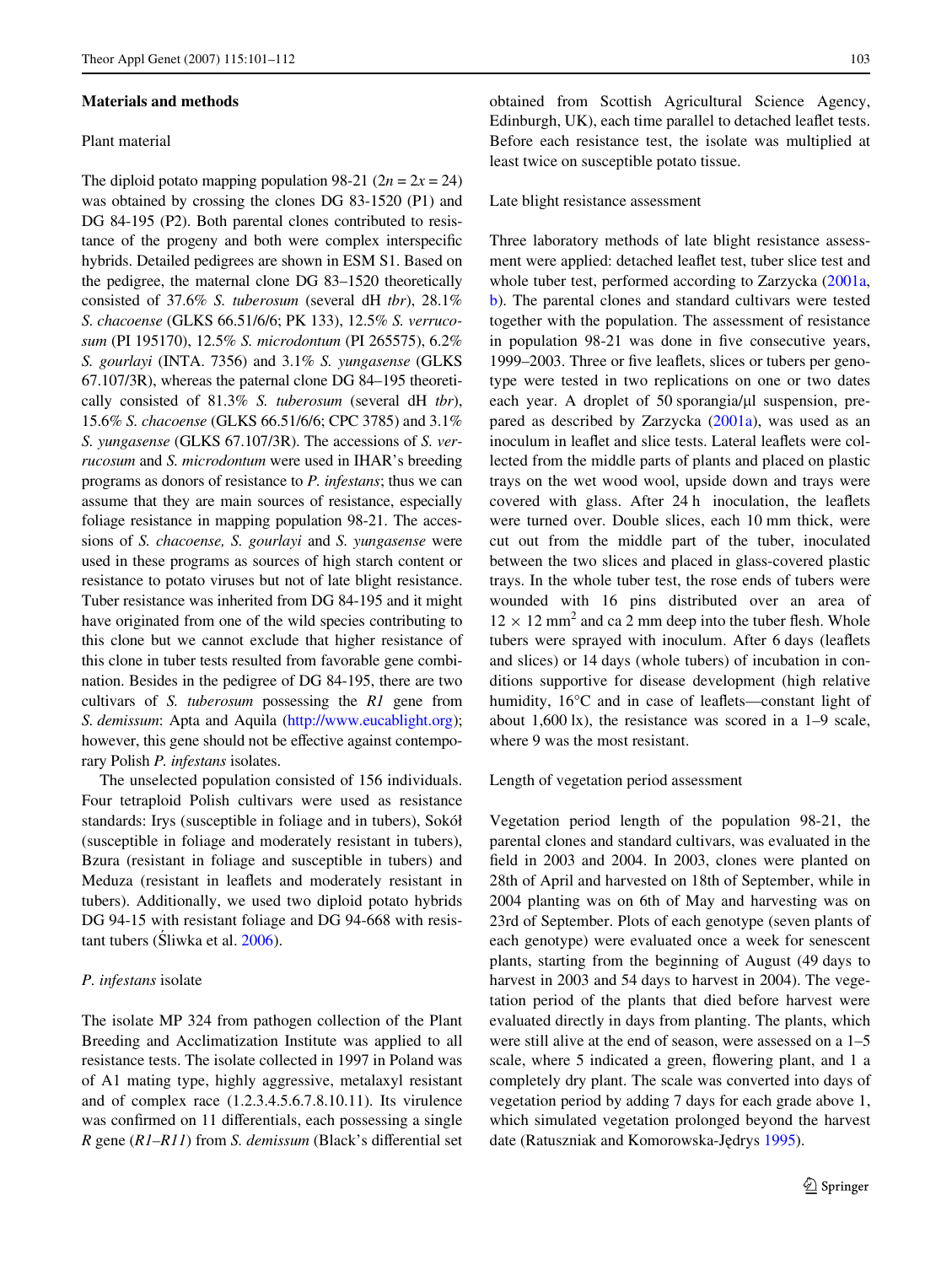## Materials and methods

### Plant material

The diploid potato mapping population 98-21 ($2n = 2x = 24$) was obtained by crossing the clones DG 83-1520 (P1) and DG 84-195 (P2). Both parental clones contributed to resistance of the progeny and both were complex interspecific hybrids. Detailed pedigrees are shown in ESM S1. Based on the pedigree, the maternal clone DG 83–1520 theoretically consisted of 37.6% *S. tuberosum* (several dH *tbr*), 28.1% *S. chacoense* (GLKS 66.51/6/6; PK 133), 12.5% *S. verrucosum* (PI 195170), 12.5% *S. microdontum* (PI 265575), 6.2% *S. gourlayi* (INTA. 7356) and 3.1% *S. yungasense* (GLKS 67.107/3R), whereas the paternal clone DG 84–195 theoretically consisted of 81.3% *S. tuberosum* (several dH *tbr*), 15.6% *S. chacoense* (GLKS 66.51/6/6; CPC 3785) and 3.1% *S. yungasense* (GLKS 67.107/3R). The accessions of *S. verrucosum* and *S. microdontum* were used in IHAR's breeding programs as donors of resistance to *P. infestans*; thus we can assume that they are main sources of resistance, especially foliage resistance in mapping population 98-21. The accessions of *S. chacoense, S. gourlayi* and *S. yungasense* were used in these programs as sources of high starch content or resistance to potato viruses but not of late blight resistance. Tuber resistance was inherited from DG 84-195 and it might have originated from one of the wild species contributing to this clone but we cannot exclude that higher resistance of this clone in tuber tests resulted from favorable gene combination. Besides in the pedigree of DG 84-195, there are two cultivars of *S. tuberosum* possessing the *R1* gene from *S. demissum*: Apta and Aquila (http://www.eucablight.org); however, this gene should not be effective against contemporary Polish *P. infestans* isolates.

The unselected population consisted of 156 individuals. Four tetraploid Polish cultivars were used as resistance standards: Irys (susceptible in foliage and in tubers), Sokół (susceptible in foliage and moderately resistant in tubers), Bzura (resistant in foliage and susceptible in tubers) and Meduza (resistant in leaflets and moderately resistant in tubers). Additionally, we used two diploid potato hybrids DG 94-15 with resistant foliage and DG 94-668 with resistant tubers (Śliwka et al. 2006).

### *P. infestans* isolate

The isolate MP 324 from pathogen collection of the Plant Breeding and Acclimatization Institute was applied to all resistance tests. The isolate collected in 1997 in Poland was of A1 mating type, highly aggressive, metalaxyl resistant and of complex race (1.2.3.4.5.6.7.8.10.11). Its virulence was confirmed on 11 differentials, each possessing a single *R* gene (*R1*–*R11*) from *S. demissum* (Black's differential set obtained from Scottish Agricultural Science Agency, Edinburgh, UK), each time parallel to detached leaflet tests. Before each resistance test, the isolate was multiplied at least twice on susceptible potato tissue.

### Late blight resistance assessment

Three laboratory methods of late blight resistance assessment were applied: detached leaflet test, tuber slice test and whole tuber test, performed according to Zarzycka (2001a, b). The parental clones and standard cultivars were tested together with the population. The assessment of resistance in population 98-21 was done in five consecutive years, 1999–2003. Three or five leaflets, slices or tubers per genotype were tested in two replications on one or two dates each year. A droplet of 50 sporangia/μl suspension, prepared as described by Zarzycka (2001a), was used as an inoculum in leaflet and slice tests. Lateral leaflets were collected from the middle parts of plants and placed on plastic trays on the wet wood wool, upside down and trays were covered with glass. After 24 h inoculation, the leaflets were turned over. Double slices, each 10 mm thick, were cut out from the middle part of the tuber, inoculated between the two slices and placed in glass-covered plastic trays. In the whole tuber test, the rose ends of tubers were wounded with 16 pins distributed over an area of $12 \times 12$ mm$^2$ and ca 2 mm deep into the tuber flesh. Whole tubers were sprayed with inoculum. After 6 days (leaflets and slices) or 14 days (whole tubers) of incubation in conditions supportive for disease development (high relative humidity, 16°C and in case of leaflets—constant light of about 1,600 lx), the resistance was scored in a 1–9 scale, where 9 was the most resistant.

### Length of vegetation period assessment

Vegetation period length of the population 98-21, the parental clones and standard cultivars, was evaluated in the field in 2003 and 2004. In 2003, clones were planted on 28th of April and harvested on 18th of September, while in 2004 planting was on 6th of May and harvesting was on 23rd of September. Plots of each genotype (seven plants of each genotype) were evaluated once a week for senescent plants, starting from the beginning of August (49 days to harvest in 2003 and 54 days to harvest in 2004). The vegetation period of the plants that died before harvest were evaluated directly in days from planting. The plants, which were still alive at the end of season, were assessed on a 1–5 scale, where 5 indicated a green, flowering plant, and 1 a completely dry plant. The scale was converted into days of vegetation period by adding 7 days for each grade above 1, which simulated vegetation prolonged beyond the harvest date (Ratuszniak and Komorowska-Jędrys 1995).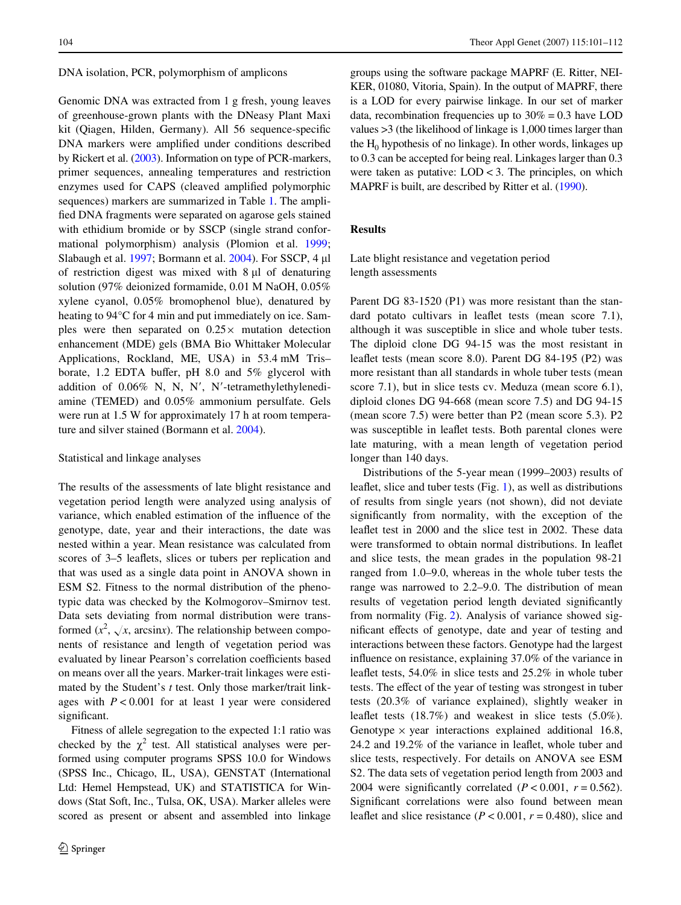### DNA isolation, PCR, polymorphism of amplicons

Genomic DNA was extracted from 1 g fresh, young leaves of greenhouse-grown plants with the DNeasy Plant Maxi kit (Qiagen, Hilden, Germany). All 56 sequence-specific DNA markers were amplified under conditions described by Rickert et al. (2003). Information on type of PCR-markers, primer sequences, annealing temperatures and restriction enzymes used for CAPS (cleaved amplified polymorphic sequences) markers are summarized in Table 1. The amplified DNA fragments were separated on agarose gels stained with ethidium bromide or by SSCP (single strand conformational polymorphism) analysis (Plomion et al. 1999; Slabaugh et al. 1997; Bormann et al. 2004). For SSCP, 4 μl of restriction digest was mixed with 8 μl of denaturing solution (97% deionized formamide, 0.01 M NaOH, 0.05% xylene cyanol, 0.05% bromophenol blue), denatured by heating to 94°C for 4 min and put immediately on ice. Samples were then separated on 0.25× mutation detection enhancement (MDE) gels (BMA Bio Whittaker Molecular Applications, Rockland, ME, USA) in 53.4 mM Tris–borate, 1.2 EDTA buffer, pH 8.0 and 5% glycerol with addition of 0.06% N, N, N′, N′-tetramethylethylenediamine (TEMED) and 0.05% ammonium persulfate. Gels were run at 1.5 W for approximately 17 h at room temperature and silver stained (Bormann et al. 2004).

### Statistical and linkage analyses

The results of the assessments of late blight resistance and vegetation period length were analyzed using analysis of variance, which enabled estimation of the influence of the genotype, date, year and their interactions, the date was nested within a year. Mean resistance was calculated from scores of 3–5 leaflets, slices or tubers per replication and that was used as a single data point in ANOVA shown in ESM S2. Fitness to the normal distribution of the phenotypic data was checked by the Kolmogorov–Smirnov test. Data sets deviating from normal distribution were transformed ($x^2$, $\sqrt{x}$, arcsin$x$). The relationship between components of resistance and length of vegetation period was evaluated by linear Pearson's correlation coefficients based on means over all the years. Marker-trait linkages were estimated by the Student's $t$ test. Only those marker/trait linkages with $P < 0.001$ for at least 1 year were considered significant.

Fitness of allele segregation to the expected 1:1 ratio was checked by the $\chi^2$ test. All statistical analyses were performed using computer programs SPSS 10.0 for Windows (SPSS Inc., Chicago, IL, USA), GENSTAT (International Ltd: Hemel Hempstead, UK) and STATISTICA for Windows (Stat Soft, Inc., Tulsa, OK, USA). Marker alleles were scored as present or absent and assembled into linkage groups using the software package MAPRF (E. Ritter, NEIKER, 01080, Vitoria, Spain). In the output of MAPRF, there is a LOD for every pairwise linkage. In our set of marker data, recombination frequencies up to 30% = 0.3 have LOD values >3 (the likelihood of linkage is 1,000 times larger than the $H_0$ hypothesis of no linkage). In other words, linkages up to 0.3 can be accepted for being real. Linkages larger than 0.3 were taken as putative: LOD < 3. The principles, on which MAPRF is built, are described by Ritter et al. (1990).

## Results

### Late blight resistance and vegetation period length assessments

Parent DG 83-1520 (P1) was more resistant than the standard potato cultivars in leaflet tests (mean score 7.1), although it was susceptible in slice and whole tuber tests. The diploid clone DG 94-15 was the most resistant in leaflet tests (mean score 8.0). Parent DG 84-195 (P2) was more resistant than all standards in whole tuber tests (mean score 7.1), but in slice tests cv. Meduza (mean score 6.1), diploid clones DG 94-668 (mean score 7.5) and DG 94-15 (mean score 7.5) were better than P2 (mean score 5.3). P2 was susceptible in leaflet tests. Both parental clones were late maturing, with a mean length of vegetation period longer than 140 days.

Distributions of the 5-year mean (1999–2003) results of leaflet, slice and tuber tests (Fig. 1), as well as distributions of results from single years (not shown), did not deviate significantly from normality, with the exception of the leaflet test in 2000 and the slice test in 2002. These data were transformed to obtain normal distributions. In leaflet and slice tests, the mean grades in the population 98-21 ranged from 1.0–9.0, whereas in the whole tuber tests the range was narrowed to 2.2–9.0. The distribution of mean results of vegetation period length deviated significantly from normality (Fig. 2). Analysis of variance showed significant effects of genotype, date and year of testing and interactions between these factors. Genotype had the largest influence on resistance, explaining 37.0% of the variance in leaflet tests, 54.0% in slice tests and 25.2% in whole tuber tests. The effect of the year of testing was strongest in tuber tests (20.3% of variance explained), slightly weaker in leaflet tests (18.7%) and weakest in slice tests (5.0%). Genotype × year interactions explained additional 16.8, 24.2 and 19.2% of the variance in leaflet, whole tuber and slice tests, respectively. For details on ANOVA see ESM S2. The data sets of vegetation period length from 2003 and 2004 were significantly correlated ($P < 0.001$, $r = 0.562$). Significant correlations were also found between mean leaflet and slice resistance ($P < 0.001$, $r = 0.480$), slice and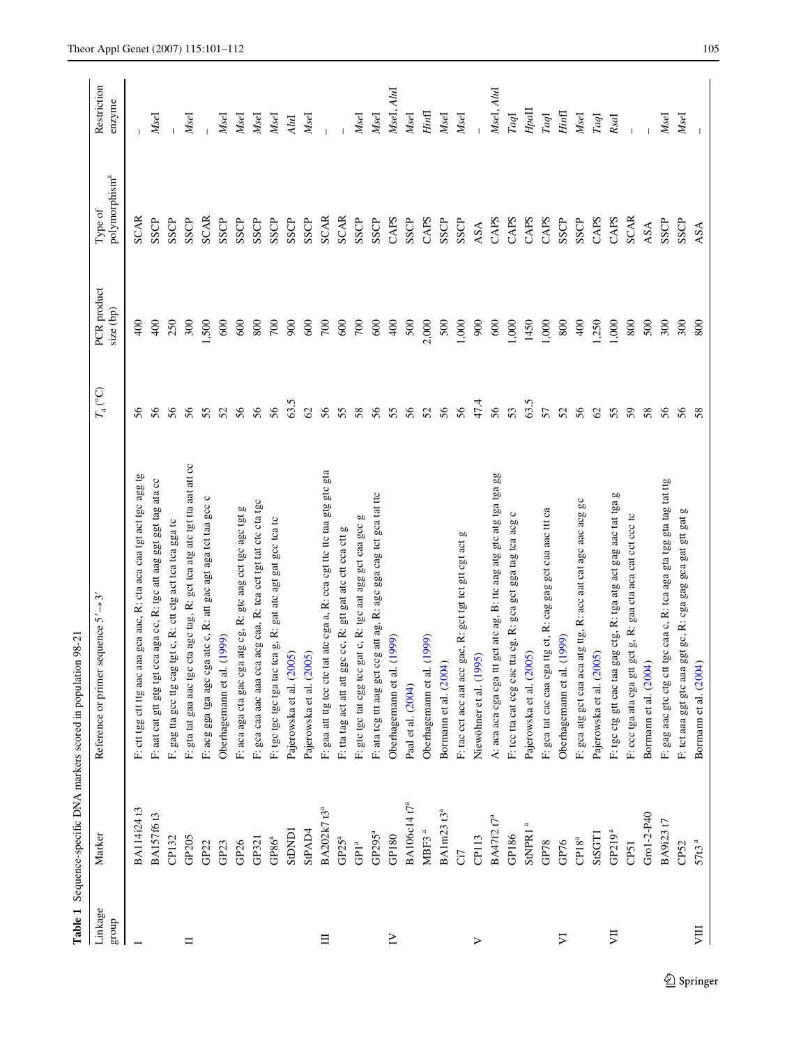**Table 1** Sequence-specific DNA markers scored in population 98-21

| Linkage group | Marker | Reference or primer sequence 5′→3′ | $T_a$ (°C) | PCR product size (bp) | Type of polymorphism[a] | Restriction enzyme |
|---|---|---|---|---|---|---|
| I | BA114j24 t3 | F: ctt tgg ctt ttg aac aaa gca aac, R: cta aca caa tgt act tgc agg tg | 56 | 400 | SCAR | – |
| | BA157f6 t3 | F: aat cat gtt gtg tgt cca aga cc, R: tgc att aag ggt ggt tag ata cc | 56 | 400 | SSCP | *Mse*I |
| | CP132 | F: gag tta gcc ttg cag tgt c, R: ctt ctg act tca tca gga tc | 56 | 250 | SSCP | – |
| II | GP205 | F: gta tat gaa aac tgc cta agc tag, R: gct tca atg atc tgt tta aat att cc | 56 | 300 | SSCP | *Mse*I |
| | GP22 | F: acg gga tga agc cga atc c, R: att gac agt aga tct taa gcc c | 55 | 1,500 | SCAR | – |
| | GP23 | Oberhagemann et al. (1999) | 52 | 600 | SSCP | *Mse*I |
| | GP26 | F: aca aga cta gac cga atg cg, R: gtc aag cct tgc agc tgt g | 56 | 600 | SSCP | *Mse*I |
| | GP321 | F: gca caa aac aaa cca acg caa, R: tca cct tgt tat ctc cta tgc | 56 | 800 | SSCP | *Mse*I |
| | GP86[a] | F: tgc tgc tga tac tca g, R: gat atc agt gat gcc tca tc | 56 | 700 | SSCP | *Mse*I |
| | StDND1 | Pajerowska et al. (2005) | 63.5 | 900 | SSCP | *Alu*I |
| | StPAD4 | Pajerowska et al. (2005) | 62 | 600 | SSCP | *Mse*I |
| III | BA202k7 t3[a] | F: gaa att ttg tcc ctc tat atc cga a, R: cca cgt ttc ttc taa gtg gtc gta | 56 | 700 | SCAR | – |
| | GP25[a] | F: tta tag act att att ggc cc, R: gtt gat atc ctt cca ctt g | 55 | 600 | SCAR | – |
| | GP1[a] | F: gtc tgc tat cgg tcc gat c, R: tgc aat agg gct caa gcc g | 58 | 700 | SSCP | *Mse*I |
| | GP295[a] | F: ata tcg ttt aag gct ccg att ag, R: agc gga cag tct gca tat ttc | 56 | 600 | SSCP | *Mse*I |
| IV | GP180 | Oberhagemann et al. (1999) | 55 | 400 | CAPS | *Mse*I, *Alu*I |
| | BA106c14 t7[a] | Paal et al. (2004) | 56 | 500 | SSCP | *Mse*I |
| | MBF3 [a] | Oberhagemann et al. (1999) | 52 | 2,000 | CAPS | *Hin*fI |
| | BA1m23 t3[a] | Bormann et al. (2004) | 56 | 500 | SSCP | *Mse*I |
| | Ci7 | F: tac cct acc aat acc gac, R: gct tgt tct gtt cgt act g | 56 | 1,000 | SSCP | *Mse*I |
| V | CP113 | Niewöhner et al. (1995) | 47.4 | 900 | ASA | – |
| | BA47f2 t7[a] | A: aca aca cga ttt gct atc ag, B: ttc aag atg gtc atg tga tga gg | 56 | 600 | CAPS | *Mse*I, *Alu*I |
| | GP186 | F: tcc tta cat ccg cac tta cg, R: gca gct gga tag tca acg c | 53 | 1,000 | CAPS | *Taq*I |
| | StNPR1 [a] | Pajerowska et al. (2005) | 63.5 | 1450 | CAPS | *Hpa*II |
| | GP78 | F: gca tat cac caa cga ttg ct, R: cag gag gct caa aac ttt ca | 57 | 1,000 | CAPS | *Taq*I |
| VI | GP76 | Oberhagemann et al. (1999) | 52 | 800 | SSCP | *Hin*fI |
| | CP18[a] | F: gca atg gct caa aca atg ttg, R: acc aat cat agc aac acg gc | 56 | 400 | SSCP | *Mse*I |
| | StSGT1 | Pajerowska et al. (2005) | 62 | 1,250 | CAPS | *Taq*I |
| VII | GP219 [a] | F: tgc ctg gtt cac taa gag ctg, R: tga atg act gag aac tat tga g | 55 | 1,000 | CAPS | *Rsa*I |
| | CP51 | F: ccc tga ata cga gtt gct g, R: gaa cta aca cat cct ccc tc | 59 | 800 | SCAR | – |
| | Gro1-2-P40 | Bormann et al. (2004) | 58 | 500 | ASA | – |
| | BA9i23 t7 | F: gag aac gtc ctg ctt tgc caa c, R: tca aga gta tgg gta tag tat ttg | 56 | 300 | SSCP | *Mse*I |
| | CP52 | F: tct aaa ggt gtc aaa ggt gc, R: cga gag gca gat gtt gat g | 56 | 300 | SSCP | *Mse*I |
| VIII | 57t3 [a] | Bormann et al. (2004) | 58 | 800 | ASA | – |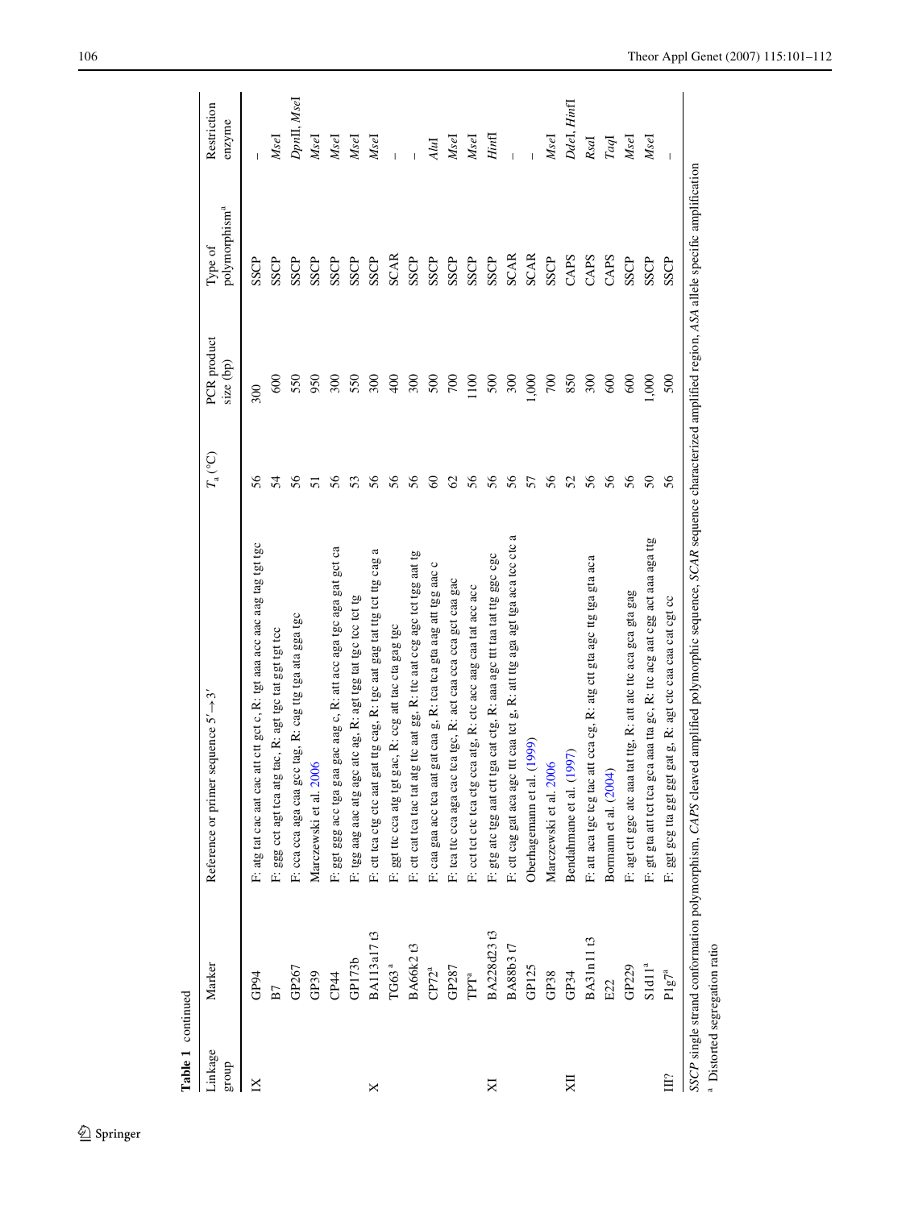**Table 1** continued

| Linkage group | Marker | Reference or primer sequence 5′→3′ | $T_a$ (°C) | PCR product size (bp) | Type of polymorphism[a] | Restriction enzyme |
|---|---|---|---|---|---|---|
| IX | GP94 | F: atg tat cac aat cac att ctt gct c, R: tgt aaa acc aac aag tag tgt tgc | 56 | 300 | SSCP | – |
| | B7 | F: ggg cct agt tca atg tac, R: agt tgc tat ggt tgt tcc | 54 | 600 | SSCP | *Mse*I |
| | GP267 | F: cca cca aga caa gcc tag, R: cag ttg tga ata gga tgc | 56 | 550 | SSCP | *Dpn*II, *Mse*I |
| | GP39 | Marczewski et al. 2006 | 51 | 950 | SSCP | *Mse*I |
| | CP44 | F: ggt ggg acc tga gaa gac aag c, R: att acc aga tgc aga gat gct ca | 56 | 300 | SSCP | *Mse*I |
| | GP173b | F: tgg aag aac atg agc atc ag, R: agt tgg tat tgc tcc tct tg | 53 | 550 | SSCP | *Mse*I |
| X | BA113a17 t3 | F: ctt tca ctg ctc aat gat ttg cag, R: tgc aat gag tat ttg tct ttg cag a | 56 | 300 | SSCP | *Mse*I |
| | TG63[a] | F: ggt ttc cca atg tgt gac, R: ccg att tac cta gag tgc | 56 | 400 | SCAR | – |
| | BA66k2 t3 | F: ctt cat tca tac tat atg ttc aat gg, R: ttc aat ccg agc tct tgg aat tg | 56 | 300 | SSCP | – |
| | CP72[a] | F: caa gaa acc tca aat gat caa g, R: tca tca gta aag att tgg aac c | 60 | 500 | SSCP | *Alu*I |
| | GP287 | F: tca ttc cca aga cac tca tgc, R: act caa cca cca gct caa gac | 62 | 700 | SSCP | *Mse*I |
| | TPT[a] | F: cct tct ctc tca ctg cca atg, R: ctc acc aag caa tat acc acc | 56 | 1100 | SSCP | *Mse*I |
| XI | BA228d23 t3 | F: gtg atc tgg aat ctt tga cat ctg, R: aaa agc ttt taa tat ttg ggc cgc | 56 | 500 | SSCP | *Hin*fI |
| | BA88b3 t7 | F: ctt cag gat aca agc ttt caa tct g, R: att ttg aga agt tga aca tcc ctc a | 56 | 300 | SCAR | – |
| | GP125 | Oberhagemann et al. (1999) | 57 | 1,000 | SCAR | – |
| | GP38 | Marczewski et al. 2006 | 56 | 700 | SSCP | *Mse*I |
| XII | GP34 | Bendahmane et al. (1997) | 52 | 850 | CAPS | *Dde*I, *Hin*fI |
| | BA31n11 t3 | F: att aca tgc tcg tac att cca cg, R: atg ctt gta agc ttg tga gta aca | 56 | 300 | CAPS | *Rsa*I |
| | E22 | Bormann et al. (2004) | 56 | 600 | CAPS | *Taq*I |
| | GP229 | F: agt ctt ggc atc aaa tat ttg, R: att atc ttc aca gca gta gag | 56 | 600 | SSCP | *Mse*I |
| | S1d11[a] | F: gtt gta att tct tca gca aaa tta gc, R: ttc acg aat cgg act aaa aga ttg | 50 | 1,000 | SSCP | *Mse*I |
| III? | P1g7[a] | F: ggt gcg tta ggt ggt gat g, R: agt ctc caa caa cat cgt cc | 56 | 500 | SSCP | – |

*SSCP* single strand conformation polymorphism, *CAPS* cleaved amplified polymorphic sequence, *SCAR* sequence characterized amplified region, *ASA* allele specific amplification

[a] Distorted segregation ratio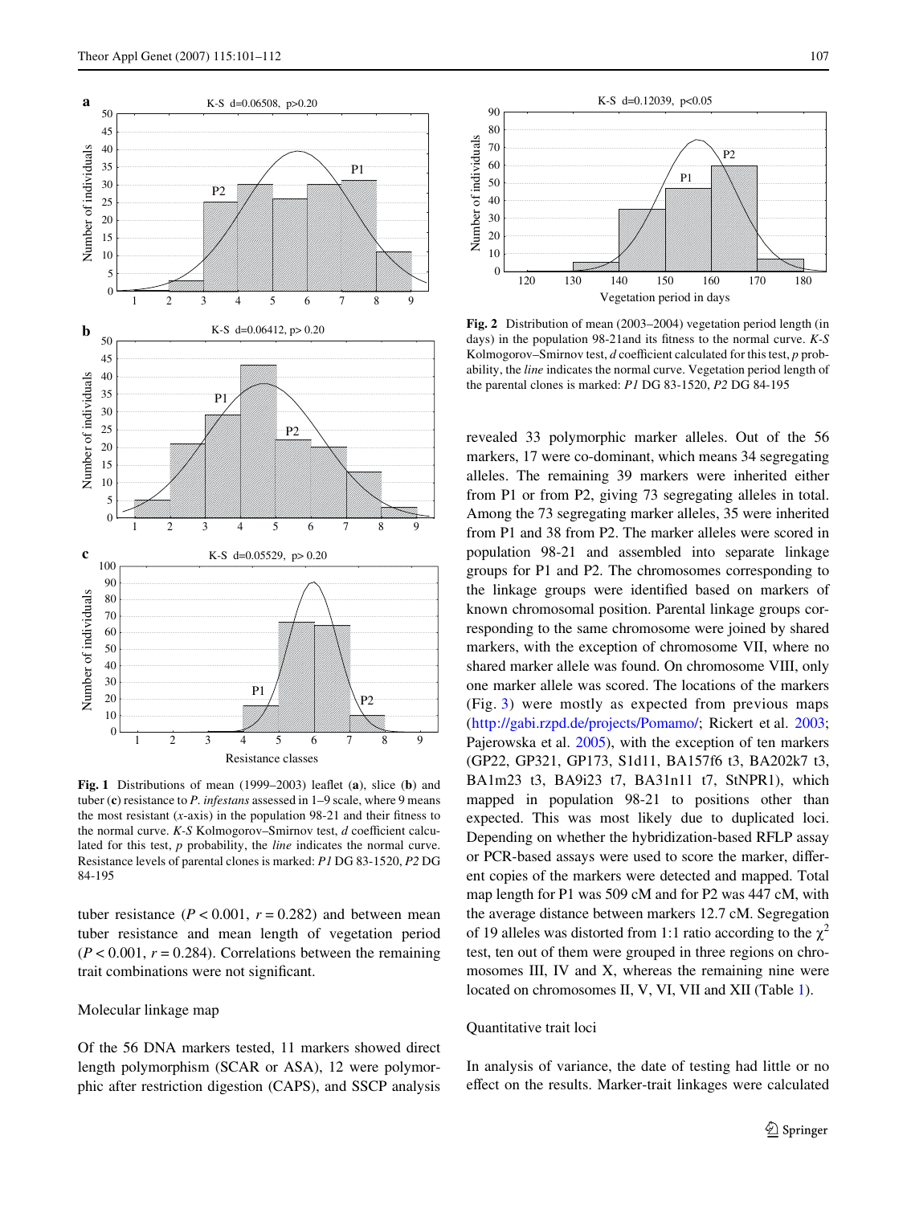a

K-S d=0.06508, p>0.20

Number of individuals

50 45 40 35 30 25 20 15 10 5 0

1 2 3 4 5 6 7 8 9

P2 P1

b

K-S d=0.06412, p> 0.20

Number of individuals

50 45 40 35 30 25 20 15 10 5 0

1 2 3 4 5 6 7 8 9

P1 P2

c

K-S d=0.05529, p> 0.20

Number of individuals

100 90 80 70 60 50 40 30 20 10 0

1 2 3 4 5 6 7 8 9

P1 P2

Resistance classes

**Fig. 1** Distributions of mean (1999–2003) leaflet (**a**), slice (**b**) and tuber (**c**) resistance to *P. infestans* assessed in 1–9 scale, where 9 means the most resistant (*x*-axis) in the population 98-21 and their fitness to the normal curve. *K-S* Kolmogorov–Smirnov test, *d* coefficient calculated for this test, *p* probability, the *line* indicates the normal curve. Resistance levels of parental clones is marked: *P1* DG 83-1520, *P2* DG 84-195

K-S d=0.12039, p<0.05

Number of individuals

90 80 70 60 50 40 30 20 10 0

120 130 140 150 160 170 180

P1 P2

Vegetation period in days

**Fig. 2** Distribution of mean (2003–2004) vegetation period length (in days) in the population 98-21and its fitness to the normal curve. *K-S* Kolmogorov–Smirnov test, *d* coefficient calculated for this test, *p* probability, the *line* indicates the normal curve. Vegetation period length of the parental clones is marked: *P1* DG 83-1520, *P2* DG 84-195

tuber resistance ($P < 0.001$, $r = 0.282$) and between mean tuber resistance and mean length of vegetation period ($P < 0.001$, $r = 0.284$). Correlations between the remaining trait combinations were not significant.

## Molecular linkage map

Of the 56 DNA markers tested, 11 markers showed direct length polymorphism (SCAR or ASA), 12 were polymorphic after restriction digestion (CAPS), and SSCP analysis revealed 33 polymorphic marker alleles. Out of the 56 markers, 17 were co-dominant, which means 34 segregating alleles. The remaining 39 markers were inherited either from P1 or from P2, giving 73 segregating alleles in total. Among the 73 segregating marker alleles, 35 were inherited from P1 and 38 from P2. The marker alleles were scored in population 98-21 and assembled into separate linkage groups for P1 and P2. The chromosomes corresponding to the linkage groups were identified based on markers of known chromosomal position. Parental linkage groups corresponding to the same chromosome were joined by shared markers, with the exception of chromosome VII, where no shared marker allele was found. On chromosome VIII, only one marker allele was scored. The locations of the markers (Fig. 3) were mostly as expected from previous maps (http://gabi.rzpd.de/projects/Pomamo/; Rickert et al. 2003; Pajerowska et al. 2005), with the exception of ten markers (GP22, GP321, GP173, S1d11, BA157f6 t3, BA202k7 t3, BA1m23 t3, BA9i23 t7, BA31n11 t7, StNPR1), which mapped in population 98-21 to positions other than expected. This was most likely due to duplicated loci. Depending on whether the hybridization-based RFLP assay or PCR-based assays were used to score the marker, different copies of the markers were detected and mapped. Total map length for P1 was 509 cM and for P2 was 447 cM, with the average distance between markers 12.7 cM. Segregation of 19 alleles was distorted from 1:1 ratio according to the $\chi^2$ test, ten out of them were grouped in three regions on chromosomes III, IV and X, whereas the remaining nine were located on chromosomes II, V, VI, VII and XII (Table 1).

## Quantitative trait loci

In analysis of variance, the date of testing had little or no effect on the results. Marker-trait linkages were calculated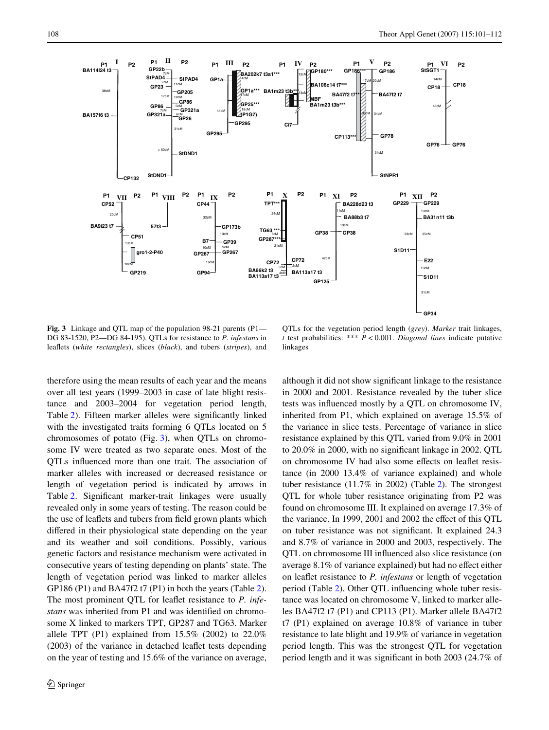Fig. 3 Linkage and QTL map of the population 98-21 parents (P1—DG 83-1520, P2—DG 84-195). QTLs for resistance to *P. infestans* in leaflets (*white rectangles*), slices (*black*), and tubers (*stripes*), and QTLs for the vegetation period length (*grey*). *Marker* trait linkages, *t* test probabilities: *** $P < 0.001$. *Diagonal lines* indicate putative linkages

therefore using the mean results of each year and the means over all test years (1999–2003 in case of late blight resistance and 2003–2004 for vegetation period length, Table 2). Fifteen marker alleles were significantly linked with the investigated traits forming 6 QTLs located on 5 chromosomes of potato (Fig. 3), when QTLs on chromosome IV were treated as two separate ones. Most of the QTLs influenced more than one trait. The association of marker alleles with increased or decreased resistance or length of vegetation period is indicated by arrows in Table 2. Significant marker-trait linkages were usually revealed only in some years of testing. The reason could be the use of leaflets and tubers from field grown plants which differed in their physiological state depending on the year and its weather and soil conditions. Possibly, various genetic factors and resistance mechanism were activated in consecutive years of testing depending on plants' state. The length of vegetation period was linked to marker alleles GP186 (P1) and BA47f2 t7 (P1) in both the years (Table 2). The most prominent QTL for leaflet resistance to *P. infestans* was inherited from P1 and was identified on chromosome X linked to markers TPT, GP287 and TG63. Marker allele TPT (P1) explained from 15.5% (2002) to 22.0% (2003) of the variance in detached leaflet tests depending on the year of testing and 15.6% of the variance on average, although it did not show significant linkage to the resistance in 2000 and 2001. Resistance revealed by the tuber slice tests was influenced mostly by a QTL on chromosome IV, inherited from P1, which explained on average 15.5% of the variance in slice tests. Percentage of variance in slice resistance explained by this QTL varied from 9.0% in 2001 to 20.0% in 2000, with no significant linkage in 2002. QTL on chromosome IV had also some effects on leaflet resistance (in 2000 13.4% of variance explained) and whole tuber resistance (11.7% in 2002) (Table 2). The strongest QTL for whole tuber resistance originating from P2 was found on chromosome III. It explained on average 17.3% of the variance. In 1999, 2001 and 2002 the effect of this QTL on tuber resistance was not significant. It explained 24.3 and 8.7% of variance in 2000 and 2003, respectively. The QTL on chromosome III influenced also slice resistance (on average 8.1% of variance explained) but had no effect either on leaflet resistance to *P. infestans* or length of vegetation period (Table 2). Other QTL influencing whole tuber resistance was located on chromosome V, linked to marker alleles BA47f2 t7 (P1) and CP113 (P1). Marker allele BA47f2 t7 (P1) explained on average 10.8% of variance in tuber resistance to late blight and 19.9% of variance in vegetation period length. This was the strongest QTL for vegetation period length and it was significant in both 2003 (24.7% of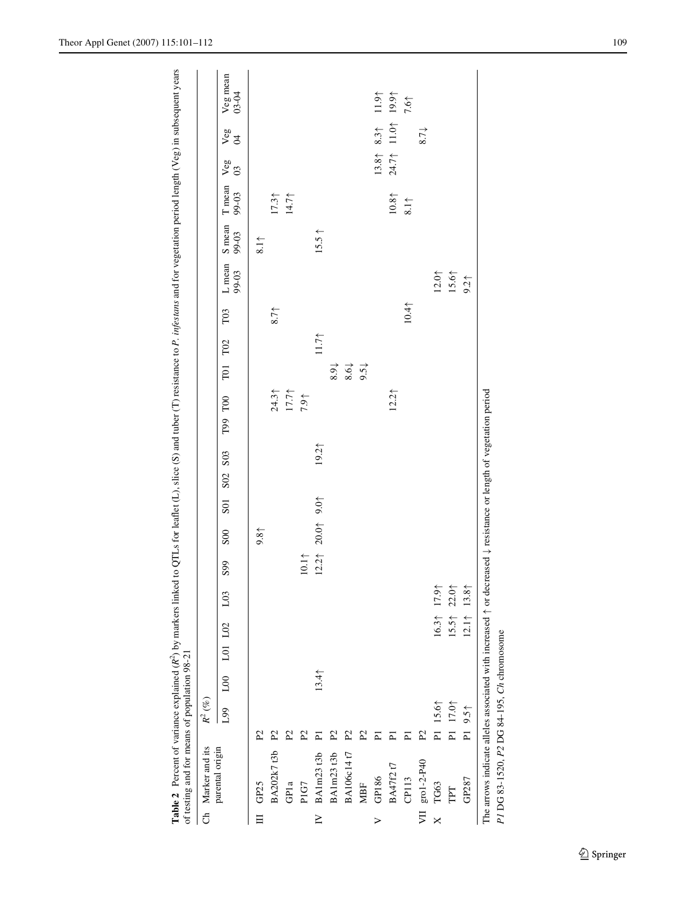**Table 2** Percent of variance explained ($R^2$) by markers linked to QTLs for leaflet (L), slice (S) and tuber (T) resistance to *P. infestans* and for vegetation period length (Veg) in subsequent years of testing and for means of population 98-21

| Ch | Marker and its parental origin | | $R^2$ (%) | | | | | | | | | | | | | | | | | | | | |
|---|---|---|---|---|---|---|---|---|---|---|---|---|---|---|---|---|---|---|---|---|---|---|---|
| | | | L99 | L00 | L01 | L02 | L03 | S99 | S00 | S01 | S02 | S03 | T99 | T00 | T01 | T02 | T03 | L mean 99-03 | S mean 99-03 | T mean 99-03 | Veg 03 | Veg 04 | Veg mean 03-04 |
| III | GP25 | P2 | | | | | | | 9.8↑ | | | | | | | | | | 8.1↑ | | | | |
| | BA202k7 t3b | P2 | | | | | | | | | | | | 24.3↑ | | | 8.7↑ | | | 17.3↑ | | | |
| | GP1a | P2 | | | | | | | | | | | | 17.7↑ | | | | | | 14.7↑ | | | |
| | P1G7 | P2 | | | | | | 10.1↑ | | | | | | 7.9↑ | | | | | | | | | |
| IV | BA1m23 t3b | P1 | | 13.4↑ | | | | 12.2↑ | 20.0↑ | 9.0↑ | | 19.2↑ | | | | 11.7↑ | | | 15.5 ↑ | | | | |
| | BA1m23 t3b | P2 | | | | | | | | | | | | | 8.9↓ | | | | | | | | |
| | BA106c14 t7 | P2 | | | | | | | | | | | | | 8.6↓ | | | | | | | | |
| | MBF | P2 | | | | | | | | | | | | | 9.5↓ | | | | | | | | |
| V | GP186 | P1 | | | | | | | | | | | | | | | | | | | 13.8↑ | 8.3↑ | 11.9↑ |
| | BA47f2 t7 | P1 | | | | | | | | | | | | 12.2↑ | | | | | | 10.8↑ | 24.7↑ | 11.0↑ | 19.9↑ |
| | CP113 | P1 | | | | | | | | | | | | | | | 10.4↑ | | | 8.1↑ | | | 7.6↑ |
| VII | gro1-2-P40 | P2 | | | | | | | | | | | | | | | | | | | | 8.7↓ | |
| X | TG63 | P1 | 15.6↑ | | | 16.3↑ | 17.9↑ | | | | | | | | | | | 12.0↑ | | | | | |
| | TPT | P1 | 17.0↑ | | | 15.5↑ | 22.0↑ | | | | | | | | | | | 15.6↑ | | | | | |
| | GP287 | P1 | 9.5↑ | | | 12.1↑ | 13.8↑ | | | | | | | | | | | 9.2↑ | | | | | |

The arrows indicate alleles associated with increased ↑ or decreased ↓ resistance or length of vegetation period

*P1* DG 83-1520, *P2* DG 84-195, *Ch* chromosome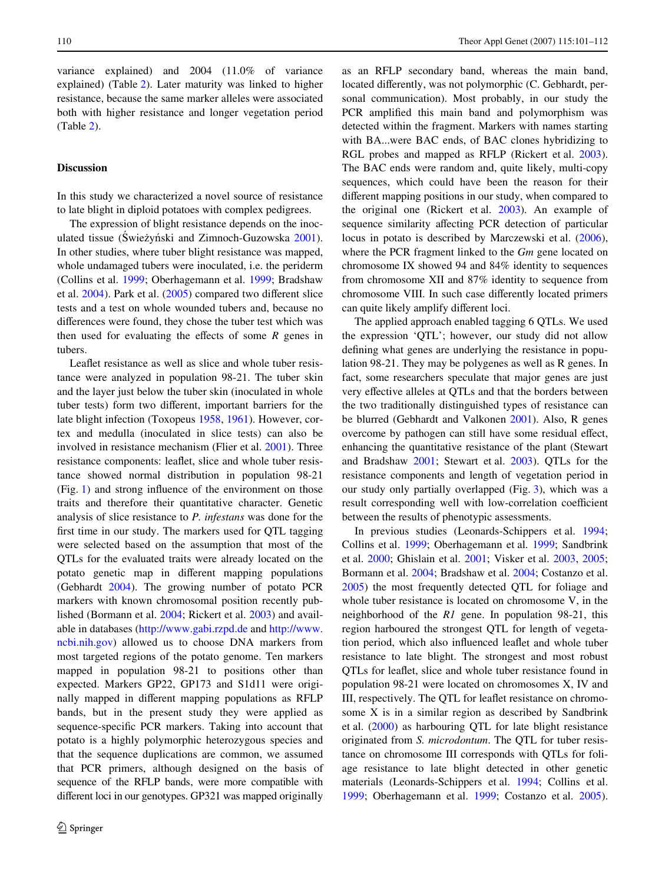variance explained) and 2004 (11.0% of variance explained) (Table 2). Later maturity was linked to higher resistance, because the same marker alleles were associated both with higher resistance and longer vegetation period (Table 2).

## Discussion

In this study we characterized a novel source of resistance to late blight in diploid potatoes with complex pedigrees.

The expression of blight resistance depends on the inoculated tissue (Świeżyński and Zimnoch-Guzowska 2001). In other studies, where tuber blight resistance was mapped, whole undamaged tubers were inoculated, i.e. the periderm (Collins et al. 1999; Oberhagemann et al. 1999; Bradshaw et al. 2004). Park et al. (2005) compared two different slice tests and a test on whole wounded tubers and, because no differences were found, they chose the tuber test which was then used for evaluating the effects of some *R* genes in tubers.

Leaflet resistance as well as slice and whole tuber resistance were analyzed in population 98-21. The tuber skin and the layer just below the tuber skin (inoculated in whole tuber tests) form two different, important barriers for the late blight infection (Toxopeus 1958, 1961). However, cortex and medulla (inoculated in slice tests) can also be involved in resistance mechanism (Flier et al. 2001). Three resistance components: leaflet, slice and whole tuber resistance showed normal distribution in population 98-21 (Fig. 1) and strong influence of the environment on those traits and therefore their quantitative character. Genetic analysis of slice resistance to *P. infestans* was done for the first time in our study. The markers used for QTL tagging were selected based on the assumption that most of the QTLs for the evaluated traits were already located on the potato genetic map in different mapping populations (Gebhardt 2004). The growing number of potato PCR markers with known chromosomal position recently published (Bormann et al. 2004; Rickert et al. 2003) and available in databases (http://www.gabi.rzpd.de and http://www.ncbi.nih.gov) allowed us to choose DNA markers from most targeted regions of the potato genome. Ten markers mapped in population 98-21 to positions other than expected. Markers GP22, GP173 and S1d11 were originally mapped in different mapping populations as RFLP bands, but in the present study they were applied as sequence-specific PCR markers. Taking into account that potato is a highly polymorphic heterozygous species and that the sequence duplications are common, we assumed that PCR primers, although designed on the basis of sequence of the RFLP bands, were more compatible with different loci in our genotypes. GP321 was mapped originally as an RFLP secondary band, whereas the main band, located differently, was not polymorphic (C. Gebhardt, personal communication). Most probably, in our study the PCR amplified this main band and polymorphism was detected within the fragment. Markers with names starting with BA...were BAC ends, of BAC clones hybridizing to RGL probes and mapped as RFLP (Rickert et al. 2003). The BAC ends were random and, quite likely, multi-copy sequences, which could have been the reason for their different mapping positions in our study, when compared to the original one (Rickert et al. 2003). An example of sequence similarity affecting PCR detection of particular locus in potato is described by Marczewski et al. (2006), where the PCR fragment linked to the *Gm* gene located on chromosome IX showed 94 and 84% identity to sequences from chromosome XII and 87% identity to sequence from chromosome VIII. In such case differently located primers can quite likely amplify different loci.

The applied approach enabled tagging 6 QTLs. We used the expression 'QTL'; however, our study did not allow defining what genes are underlying the resistance in population 98-21. They may be polygenes as well as R genes. In fact, some researchers speculate that major genes are just very effective alleles at QTLs and that the borders between the two traditionally distinguished types of resistance can be blurred (Gebhardt and Valkonen 2001). Also, R genes overcome by pathogen can still have some residual effect, enhancing the quantitative resistance of the plant (Stewart and Bradshaw 2001; Stewart et al. 2003). QTLs for the resistance components and length of vegetation period in our study only partially overlapped (Fig. 3), which was a result corresponding well with low-correlation coefficient between the results of phenotypic assessments.

In previous studies (Leonards-Schippers et al. 1994; Collins et al. 1999; Oberhagemann et al. 1999; Sandbrink et al. 2000; Ghislain et al. 2001; Visker et al. 2003, 2005; Bormann et al. 2004; Bradshaw et al. 2004; Costanzo et al. 2005) the most frequently detected QTL for foliage and whole tuber resistance is located on chromosome V, in the neighborhood of the *R1* gene. In population 98-21, this region harboured the strongest QTL for length of vegetation period, which also influenced leaflet and whole tuber resistance to late blight. The strongest and most robust QTLs for leaflet, slice and whole tuber resistance found in population 98-21 were located on chromosomes X, IV and III, respectively. The QTL for leaflet resistance on chromosome X is in a similar region as described by Sandbrink et al. (2000) as harbouring QTL for late blight resistance originated from *S. microdontum*. The QTL for tuber resistance on chromosome III corresponds with QTLs for foliage resistance to late blight detected in other genetic materials (Leonards-Schippers et al. 1994; Collins et al. 1999; Oberhagemann et al. 1999; Costanzo et al. 2005).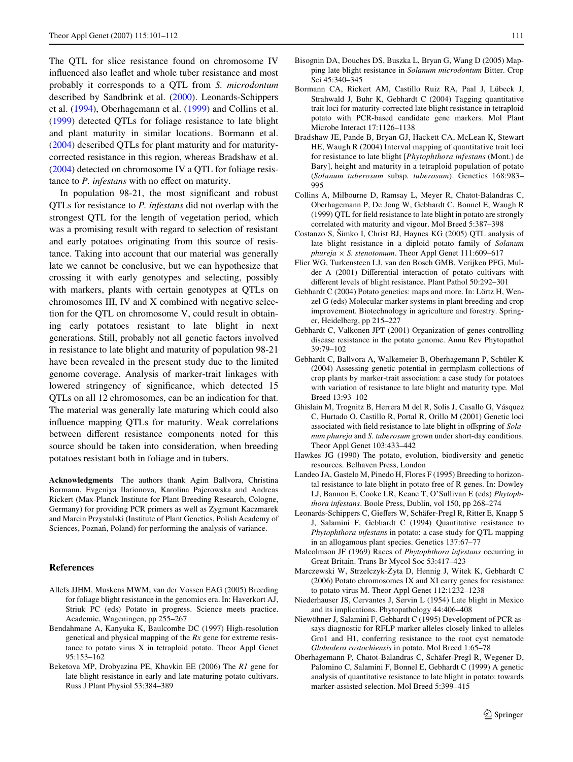The QTL for slice resistance found on chromosome IV influenced also leaflet and whole tuber resistance and most probably it corresponds to a QTL from *S. microdontum* described by Sandbrink et al. (2000). Leonards-Schippers et al. (1994), Oberhagemann et al. (1999) and Collins et al. (1999) detected QTLs for foliage resistance to late blight and plant maturity in similar locations. Bormann et al. (2004) described QTLs for plant maturity and for maturity-corrected resistance in this region, whereas Bradshaw et al. (2004) detected on chromosome IV a QTL for foliage resistance to *P. infestans* with no effect on maturity.

In population 98-21, the most significant and robust QTLs for resistance to *P. infestans* did not overlap with the strongest QTL for the length of vegetation period, which was a promising result with regard to selection of resistant and early potatoes originating from this source of resistance. Taking into account that our material was generally late we cannot be conclusive, but we can hypothesize that crossing it with early genotypes and selecting, possibly with markers, plants with certain genotypes at QTLs on chromosomes III, IV and X combined with negative selection for the QTL on chromosome V, could result in obtaining early potatoes resistant to late blight in next generations. Still, probably not all genetic factors involved in resistance to late blight and maturity of population 98-21 have been revealed in the present study due to the limited genome coverage. Analysis of marker-trait linkages with lowered stringency of significance, which detected 15 QTLs on all 12 chromosomes, can be an indication for that. The material was generally late maturing which could also influence mapping QTLs for maturity. Weak correlations between different resistance components noted for this source should be taken into consideration, when breeding potatoes resistant both in foliage and in tubers.

**Acknowledgments** The authors thank Agim Ballvora, Christina Bormann, Evgeniya Ilarionova, Karolina Pajerowska and Andreas Rickert (Max-Planck Institute for Plant Breeding Research, Cologne, Germany) for providing PCR primers as well as Zygmunt Kaczmarek and Marcin Przystalski (Institute of Plant Genetics, Polish Academy of Sciences, Poznań, Poland) for performing the analysis of variance.

## References

Allefs JJHM, Muskens MWM, van der Vossen EAG (2005) Breeding for foliage blight resistance in the genomics era. In: Haverkort AJ, Striuk PC (eds) Potato in progress. Science meets practice. Academic, Wageningen, pp 255–267

Bendahmane A, Kanyuka K, Baulcombe DC (1997) High-resolution genetical and physical mapping of the *Rx* gene for extreme resistance to potato virus X in tetraploid potato. Theor Appl Genet 95:153–162

Beketova MP, Drobyazina PE, Khavkin EE (2006) The *R1* gene for late blight resistance in early and late maturing potato cultivars. Russ J Plant Physiol 53:384–389

Bisognin DA, Douches DS, Buszka L, Bryan G, Wang D (2005) Mapping late blight resistance in *Solanum microdontum* Bitter. Crop Sci 45:340–345

Bormann CA, Rickert AM, Castillo Ruiz RA, Paal J, Lübeck J, Strahwald J, Buhr K, Gebhardt C (2004) Tagging quantitative trait loci for maturity-corrected late blight resistance in tetraploid potato with PCR-based candidate gene markers. Mol Plant Microbe Interact 17:1126–1138

Bradshaw JE, Pande B, Bryan GJ, Hackett CA, McLean K, Stewart HE, Waugh R (2004) Interval mapping of quantitative trait loci for resistance to late blight [*Phytophthora infestans* (Mont.) de Bary], height and maturity in a tetraploid population of potato (*Solanum tuberosum* subsp. *tuberosum*). Genetics 168:983–995

Collins A, Milbourne D, Ramsay L, Meyer R, Chatot-Balandras C, Oberhagemann P, De Jong W, Gebhardt C, Bonnel E, Waugh R (1999) QTL for field resistance to late blight in potato are strongly correlated with maturity and vigour. Mol Breed 5:387–398

Costanzo S, Šimko I, Christ BJ, Haynes KG (2005) QTL analysis of late blight resistance in a diploid potato family of *Solanum phureja* × *S. stenotomum*. Theor Appl Genet 111:609–617

Flier WG, Turkensteen LJ, van den Bosch GMB, Verijken PFG, Mulder A (2001) Differential interaction of potato cultivars with different levels of blight resistance. Plant Pathol 50:292–301

Gebhardt C (2004) Potato genetics: maps and more. In: Lörtz H, Wenzel G (eds) Molecular marker systems in plant breeding and crop improvement. Biotechnology in agriculture and forestry. Springer, Heidelberg, pp 215–227

Gebhardt C, Valkonen JPT (2001) Organization of genes controlling disease resistance in the potato genome. Annu Rev Phytopathol 39:79–102

Gebhardt C, Ballvora A, Walkemeier B, Oberhagemann P, Schüler K (2004) Assessing genetic potential in germplasm collections of crop plants by marker-trait association: a case study for potatoes with variation of resistance to late blight and maturity type. Mol Breed 13:93–102

Ghislain M, Trognitz B, Herrera M del R, Solis J, Casallo G, Vásquez C, Hurtado O, Castillo R, Portal R, Orillo M (2001) Genetic loci associated with field resistance to late blight in offspring of *Solanum phureja* and *S. tuberosum* grown under short-day conditions. Theor Appl Genet 103:433–442

Hawkes JG (1990) The potato, evolution, biodiversity and genetic resources. Belhaven Press, London

Landeo JA, Gastelo M, Pinedo H, Flores F (1995) Breeding to horizontal resistance to late blight in potato free of R genes. In: Dowley LJ, Bannon E, Cooke LR, Keane T, O'Sullivan E (eds) *Phytophthora infestans*. Boole Press, Dublin, vol 150, pp 268–274

Leonards-Schippers C, Gieffers W, Schäfer-Pregl R, Ritter E, Knapp SJ, Salamini F, Gebhardt C (1994) Quantitative resistance to *Phytophthora infestans* in potato: a case study for QTL mapping in an allogamous plant species. Genetics 137:67–77

Malcolmson JF (1969) Races of *Phytophthora infestans* occurring in Great Britain. Trans Br Mycol Soc 53:417–423

Marczewski W, Strzelczyk-Żyta D, Hennig J, Witek K, Gebhardt C (2006) Potato chromosomes IX and XI carry genes for resistance to potato virus M. Theor Appl Genet 112:1232–1238

Niederhauser JS, Cervantes J, Servin L (1954) Late blight in Mexico and its implications. Phytopathology 44:406–408

Niewöhner J, Salamini F, Gebhardt C (1995) Development of PCR assays diagnostic for RFLP marker alleles closely linked to alleles Gro1 and H1, conferring resistance to the root cyst nematode *Globodera rostochiensis* in potato. Mol Breed 1:65–78

Oberhagemann P, Chatot-Balandras C, Schäfer-Pregl R, Wegener D, Palomino C, Salamini F, Bonnel E, Gebhardt C (1999) A genetic analysis of quantitative resistance to late blight in potato: towards marker-assisted selection. Mol Breed 5:399–415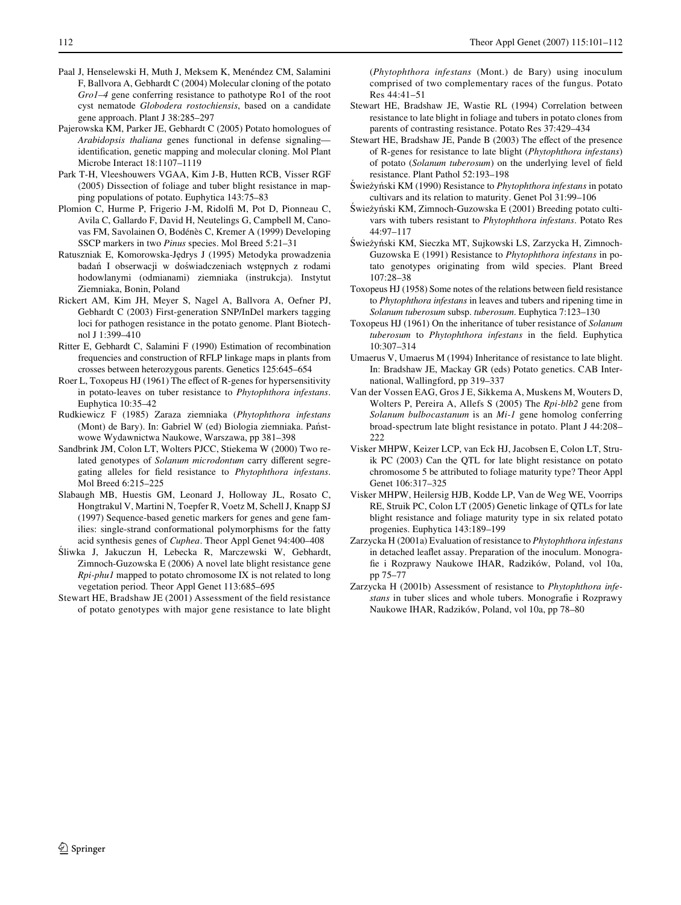Paal J, Henselewski H, Muth J, Meksem K, Menéndez CM, Salamini F, Ballvora A, Gebhardt C (2004) Molecular cloning of the potato *Gro1–4* gene conferring resistance to pathotype Ro1 of the root cyst nematode *Globodera rostochiensis*, based on a candidate gene approach. Plant J 38:285–297

Pajerowska KM, Parker JE, Gebhardt C (2005) Potato homologues of *Arabidopsis thaliana* genes functional in defense signaling—identification, genetic mapping and molecular cloning. Mol Plant Microbe Interact 18:1107–1119

Park T-H, Vleeshouwers VGAA, Kim J-B, Hutten RCB, Visser RGF (2005) Dissection of foliage and tuber blight resistance in mapping populations of potato. Euphytica 143:75–83

Plomion C, Hurme P, Frigerio J-M, Ridolfi M, Pot D, Pionneau C, Avila C, Gallardo F, David H, Neutelings G, Campbell M, Canovas FM, Savolainen O, Bodénès C, Kremer A (1999) Developing SSCP markers in two *Pinus* species. Mol Breed 5:21–31

Ratuszniak E, Komorowska-Jędrys J (1995) Metodyka prowadzenia badań I obserwacji w doświadczeniach wstępnych z rodami hodowlanymi (odmianami) ziemniaka (instrukcja). Instytut Ziemniaka, Bonin, Poland

Rickert AM, Kim JH, Meyer S, Nagel A, Ballvora A, Oefner PJ, Gebhardt C (2003) First-generation SNP/InDel markers tagging loci for pathogen resistance in the potato genome. Plant Biotechnol J 1:399–410

Ritter E, Gebhardt C, Salamini F (1990) Estimation of recombination frequencies and construction of RFLP linkage maps in plants from crosses between heterozygous parents. Genetics 125:645–654

Roer L, Toxopeus HJ (1961) The effect of R-genes for hypersensitivity in potato-leaves on tuber resistance to *Phytophthora infestans*. Euphytica 10:35–42

Rudkiewicz F (1985) Zaraza ziemniaka (*Phytophthora infestans* (Mont) de Bary). In: Gabriel W (ed) Biologia ziemniaka. Państwowe Wydawnictwa Naukowe, Warszawa, pp 381–398

Sandbrink JM, Colon LT, Wolters PJCC, Stiekema W (2000) Two related genotypes of *Solanum microdontum* carry different segregating alleles for field resistance to *Phytophthora infestans*. Mol Breed 6:215–225

Slabaugh MB, Huestis GM, Leonard J, Holloway JL, Rosato C, Hongtrakul V, Martini N, Toepfer R, Voetz M, Schell J, Knapp SJ (1997) Sequence-based genetic markers for genes and gene families: single-strand conformational polymorphisms for the fatty acid synthesis genes of *Cuphea*. Theor Appl Genet 94:400–408

Śliwka J, Jakuczun H, Lebecka R, Marczewski W, Gebhardt, Zimnoch-Guzowska E (2006) A novel late blight resistance gene *Rpi-phu1* mapped to potato chromosome IX is not related to long vegetation period. Theor Appl Genet 113:685–695

Stewart HE, Bradshaw JE (2001) Assessment of the field resistance of potato genotypes with major gene resistance to late blight (*Phytophthora infestans* (Mont.) de Bary) using inoculum comprised of two complementary races of the fungus. Potato Res 44:41–51

Stewart HE, Bradshaw JE, Wastie RL (1994) Correlation between resistance to late blight in foliage and tubers in potato clones from parents of contrasting resistance. Potato Res 37:429–434

Stewart HE, Bradshaw JE, Pande B (2003) The effect of the presence of R-genes for resistance to late blight (*Phytophthora infestans*) of potato (*Solanum tuberosum*) on the underlying level of field resistance. Plant Pathol 52:193–198

Świeżyński KM (1990) Resistance to *Phytophthora infestans* in potato cultivars and its relation to maturity. Genet Pol 31:99–106

Świeżyński KM, Zimnoch-Guzowska E (2001) Breeding potato cultivars with tubers resistant to *Phytophthora infestans*. Potato Res 44:97–117

Świeżyński KM, Sieczka MT, Sujkowski LS, Zarzycka H, Zimnoch-Guzowska E (1991) Resistance to *Phytophthora infestans* in potato genotypes originating from wild species. Plant Breed 107:28–38

Toxopeus HJ (1958) Some notes of the relations between field resistance to *Phytophthora infestans* in leaves and tubers and ripening time in *Solanum tuberosum* subsp. *tuberosum*. Euphytica 7:123–130

Toxopeus HJ (1961) On the inheritance of tuber resistance of *Solanum tuberosum* to *Phytophthora infestans* in the field. Euphytica 10:307–314

Umaerus V, Umaerus M (1994) Inheritance of resistance to late blight. In: Bradshaw JE, Mackay GR (eds) Potato genetics. CAB International, Wallingford, pp 319–337

Van der Vossen EAG, Gros J E, Sikkema A, Muskens M, Wouters D, Wolters P, Pereira A, Allefs S (2005) The *Rpi-blb2* gene from *Solanum bulbocastanum* is an *Mi-1* gene homolog conferring broad-spectrum late blight resistance in potato. Plant J 44:208–222

Visker MHPW, Keizer LCP, van Eck HJ, Jacobsen E, Colon LT, Struik PC (2003) Can the QTL for late blight resistance on potato chromosome 5 be attributed to foliage maturity type? Theor Appl Genet 106:317–325

Visker MHPW, Heilersig HJB, Kodde LP, Van de Weg WE, Voorrips RE, Struik PC, Colon LT (2005) Genetic linkage of QTLs for late blight resistance and foliage maturity type in six related potato progenies. Euphytica 143:189–199

Zarzycka H (2001a) Evaluation of resistance to *Phytophthora infestans* in detached leaflet assay. Preparation of the inoculum. Monografie i Rozprawy Naukowe IHAR, Radzików, Poland, vol 10a, pp 75–77

Zarzycka H (2001b) Assessment of resistance to *Phytophthora infestans* in tuber slices and whole tubers. Monografie i Rozprawy Naukowe IHAR, Radzików, Poland, vol 10a, pp 78–80